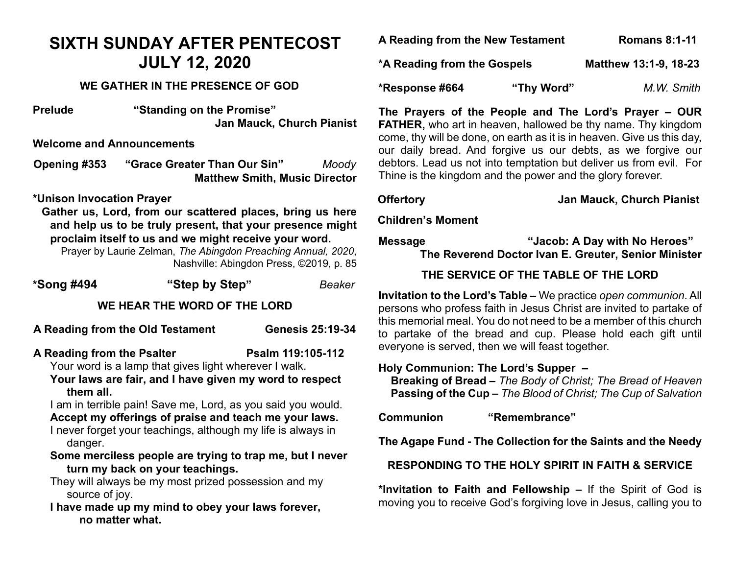# SIXTH SUNDAY AFTER PENTECOST
# JULY 12, 2020

## WE GATHER IN THE PRESENCE OF GOD

**Prelude** **"Standing on the Promise"**
**Jan Mauck, Church Pianist**

**Welcome and Announcements**

**Opening #353** **"Grace Greater Than Our Sin"** *Moody*
**Matthew Smith, Music Director**

**\*Unison Invocation Prayer**

**Gather us, Lord, from our scattered places, bring us here and help us to be truly present, that your presence might proclaim itself to us and we might receive your word.**

Prayer by Laurie Zelman, *The Abingdon Preaching Annual, 2020*, Nashville: Abingdon Press, ©2019, p. 85

**\*Song #494** **"Step by Step"** *Beaker*

## WE HEAR THE WORD OF THE LORD

**A Reading from the Old Testament** **Genesis 25:19-34**

**A Reading from the Psalter** **Psalm 119:105-112**

Your word is a lamp that gives light wherever I walk.

**Your laws are fair, and I have given my word to respect them all.**

I am in terrible pain! Save me, Lord, as you said you would.

**Accept my offerings of praise and teach me your laws.**

I never forget your teachings, although my life is always in danger.

**Some merciless people are trying to trap me, but I never turn my back on your teachings.**

They will always be my most prized possession and my source of joy.

**I have made up my mind to obey your laws forever, no matter what.**

**A Reading from the New Testament** **Romans 8:1-11**

**\*A Reading from the Gospels** **Matthew 13:1-9, 18-23**

**\*Response #664** **"Thy Word"** *M.W. Smith*

**The Prayers of the People and The Lord's Prayer – OUR FATHER,** who art in heaven, hallowed be thy name. Thy kingdom come, thy will be done, on earth as it is in heaven. Give us this day, our daily bread. And forgive us our debts, as we forgive our debtors. Lead us not into temptation but deliver us from evil. For Thine is the kingdom and the power and the glory forever.

**Offertory** **Jan Mauck, Church Pianist**

**Children's Moment**

**Message** **"Jacob: A Day with No Heroes"**
**The Reverend Doctor Ivan E. Greuter, Senior Minister**

## THE SERVICE OF THE TABLE OF THE LORD

**Invitation to the Lord's Table –** We practice *open communion*. All persons who profess faith in Jesus Christ are invited to partake of this memorial meal. You do not need to be a member of this church to partake of the bread and cup. Please hold each gift until everyone is served, then we will feast together.

**Holy Communion: The Lord's Supper –**

**Breaking of Bread –** *The Body of Christ; The Bread of Heaven*
**Passing of the Cup –** *The Blood of Christ; The Cup of Salvation*

**Communion** **"Remembrance"**

**The Agape Fund - The Collection for the Saints and the Needy**

## RESPONDING TO THE HOLY SPIRIT IN FAITH & SERVICE

**\*Invitation to Faith and Fellowship –** If the Spirit of God is moving you to receive God's forgiving love in Jesus, calling you to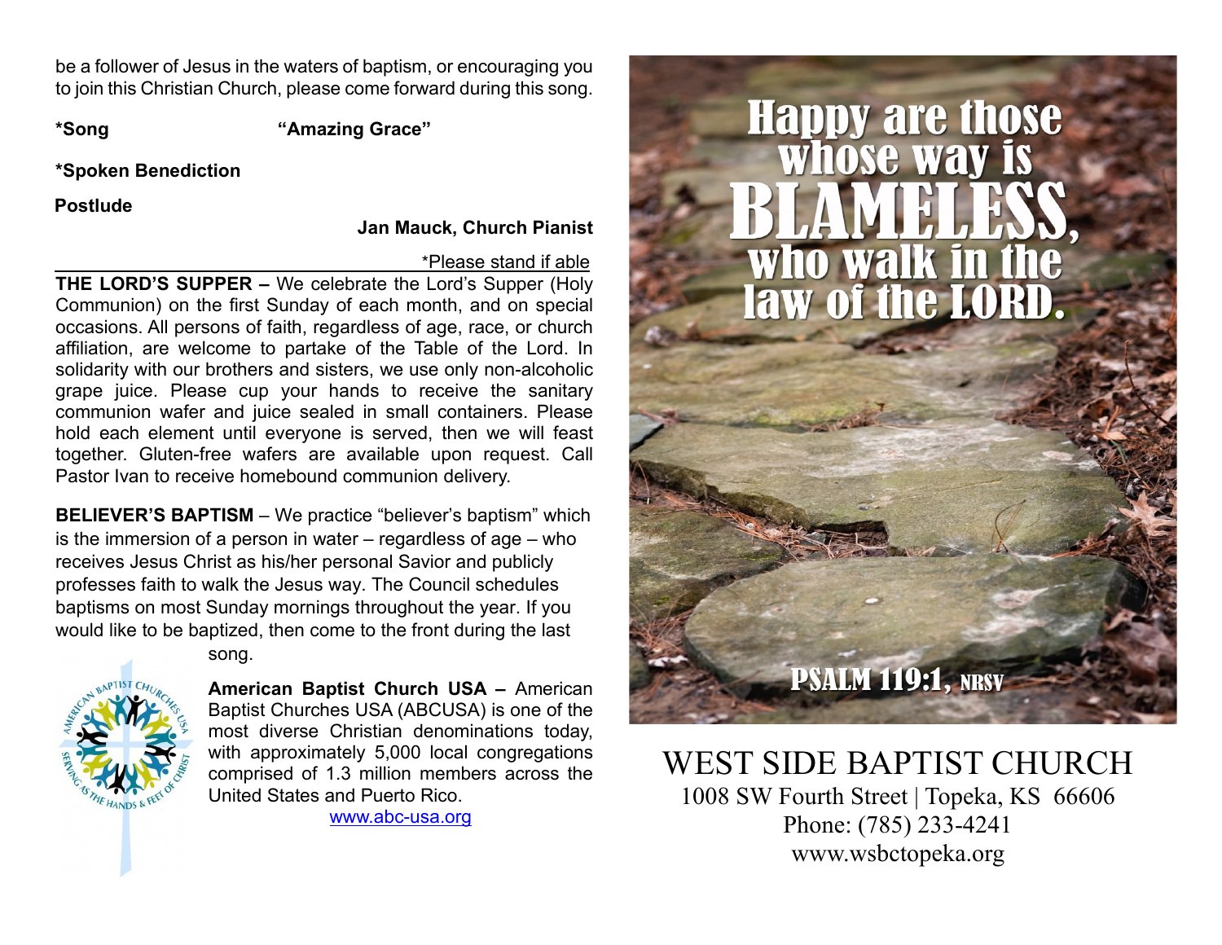be a follower of Jesus in the waters of baptism, or encouraging you to join this Christian Church, please come forward during this song.

**\*Song** **"Amazing Grace"**

**\*Spoken Benediction**

**Postlude**

**Jan Mauck, Church Pianist**

\*Please stand if able

---

**THE LORD'S SUPPER –** We celebrate the Lord's Supper (Holy Communion) on the first Sunday of each month, and on special occasions. All persons of faith, regardless of age, race, or church affiliation, are welcome to partake of the Table of the Lord. In solidarity with our brothers and sisters, we use only non-alcoholic grape juice. Please cup your hands to receive the sanitary communion wafer and juice sealed in small containers. Please hold each element until everyone is served, then we will feast together. Gluten-free wafers are available upon request. Call Pastor Ivan to receive homebound communion delivery.

**BELIEVER'S BAPTISM** – We practice "believer's baptism" which is the immersion of a person in water – regardless of age – who receives Jesus Christ as his/her personal Savior and publicly professes faith to walk the Jesus way. The Council schedules baptisms on most Sunday mornings throughout the year. If you would like to be baptized, then come to the front during the last song.

**American Baptist Church USA –** American Baptist Churches USA (ABCUSA) is one of the most diverse Christian denominations today, with approximately 5,000 local congregations comprised of 1.3 million members across the United States and Puerto Rico.

www.abc-usa.org

Happy are those whose way is BLAMELESS, who walk in the law of the LORD.

PSALM 119:1, NRSV

# WEST SIDE BAPTIST CHURCH

1008 SW Fourth Street | Topeka, KS 66606

Phone: (785) 233-4241

www.wsbctopeka.org